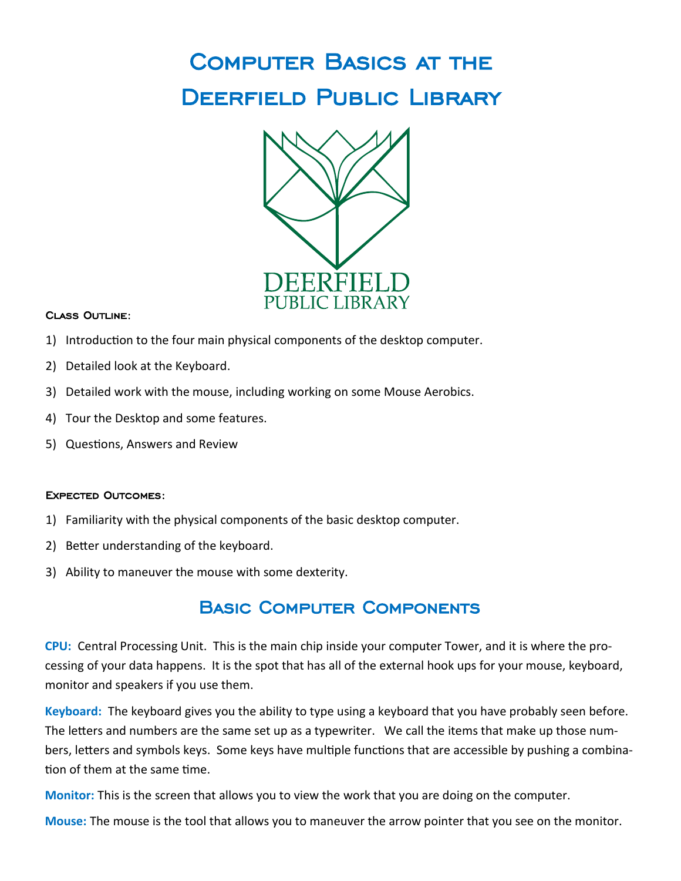# Computer Basics at the Deerfield Public Library

DEERFIELD
PUBLIC LIBRARY

**Class Outline:**

1) Introduction to the four main physical components of the desktop computer.
2) Detailed look at the Keyboard.
3) Detailed work with the mouse, including working on some Mouse Aerobics.
4) Tour the Desktop and some features.
5) Questions, Answers and Review

**Expected Outcomes:**

1) Familiarity with the physical components of the basic desktop computer.
2) Better understanding of the keyboard.
3) Ability to maneuver the mouse with some dexterity.

## Basic Computer Components

**CPU:** Central Processing Unit. This is the main chip inside your computer Tower, and it is where the processing of your data happens. It is the spot that has all of the external hook ups for your mouse, keyboard, monitor and speakers if you use them.

**Keyboard:** The keyboard gives you the ability to type using a keyboard that you have probably seen before. The letters and numbers are the same set up as a typewriter. We call the items that make up those numbers, letters and symbols keys. Some keys have multiple functions that are accessible by pushing a combination of them at the same time.

**Monitor:** This is the screen that allows you to view the work that you are doing on the computer.

**Mouse:** The mouse is the tool that allows you to maneuver the arrow pointer that you see on the monitor.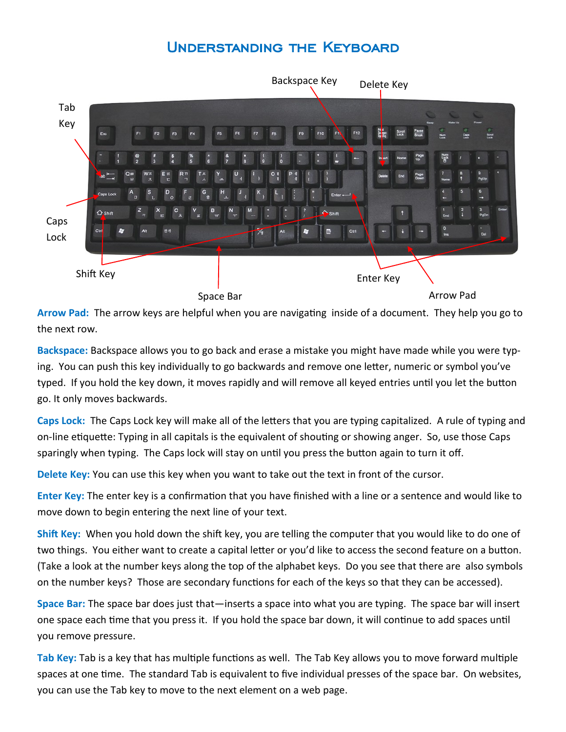# Understanding the Keyboard

**Arrow Pad:** The arrow keys are helpful when you are navigating inside of a document. They help you go to the next row.

**Backspace:** Backspace allows you to go back and erase a mistake you might have made while you were typing. You can push this key individually to go backwards and remove one letter, numeric or symbol you've typed. If you hold the key down, it moves rapidly and will remove all keyed entries until you let the button go. It only moves backwards.

**Caps Lock:** The Caps Lock key will make all of the letters that you are typing capitalized. A rule of typing and on-line etiquette: Typing in all capitals is the equivalent of shouting or showing anger. So, use those Caps sparingly when typing. The Caps lock will stay on until you press the button again to turn it off.

**Delete Key:** You can use this key when you want to take out the text in front of the cursor.

**Enter Key:** The enter key is a confirmation that you have finished with a line or a sentence and would like to move down to begin entering the next line of your text.

**Shift Key:** When you hold down the shift key, you are telling the computer that you would like to do one of two things. You either want to create a capital letter or you'd like to access the second feature on a button. (Take a look at the number keys along the top of the alphabet keys. Do you see that there are also symbols on the number keys? Those are secondary functions for each of the keys so that they can be accessed).

**Space Bar:** The space bar does just that—inserts a space into what you are typing. The space bar will insert one space each time that you press it. If you hold the space bar down, it will continue to add spaces until you remove pressure.

**Tab Key:** Tab is a key that has multiple functions as well. The Tab Key allows you to move forward multiple spaces at one time. The standard Tab is equivalent to five individual presses of the space bar. On websites, you can use the Tab key to move to the next element on a web page.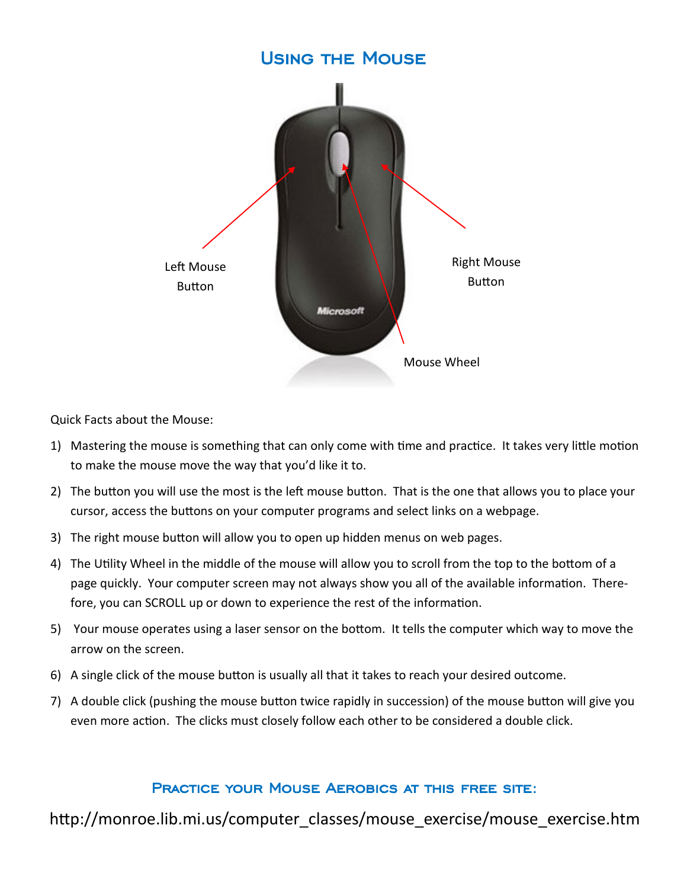# Using the Mouse

Left Mouse Button

Right Mouse Button

Mouse Wheel

Quick Facts about the Mouse:

1) Mastering the mouse is something that can only come with time and practice. It takes very little motion to make the mouse move the way that you'd like it to.
2) The button you will use the most is the left mouse button. That is the one that allows you to place your cursor, access the buttons on your computer programs and select links on a webpage.
3) The right mouse button will allow you to open up hidden menus on web pages.
4) The Utility Wheel in the middle of the mouse will allow you to scroll from the top to the bottom of a page quickly. Your computer screen may not always show you all of the available information. Therefore, you can SCROLL up or down to experience the rest of the information.
5) Your mouse operates using a laser sensor on the bottom. It tells the computer which way to move the arrow on the screen.
6) A single click of the mouse button is usually all that it takes to reach your desired outcome.
7) A double click (pushing the mouse button twice rapidly in succession) of the mouse button will give you even more action. The clicks must closely follow each other to be considered a double click.

## Practice your Mouse Aerobics at this free site:

http://monroe.lib.mi.us/computer_classes/mouse_exercise/mouse_exercise.htm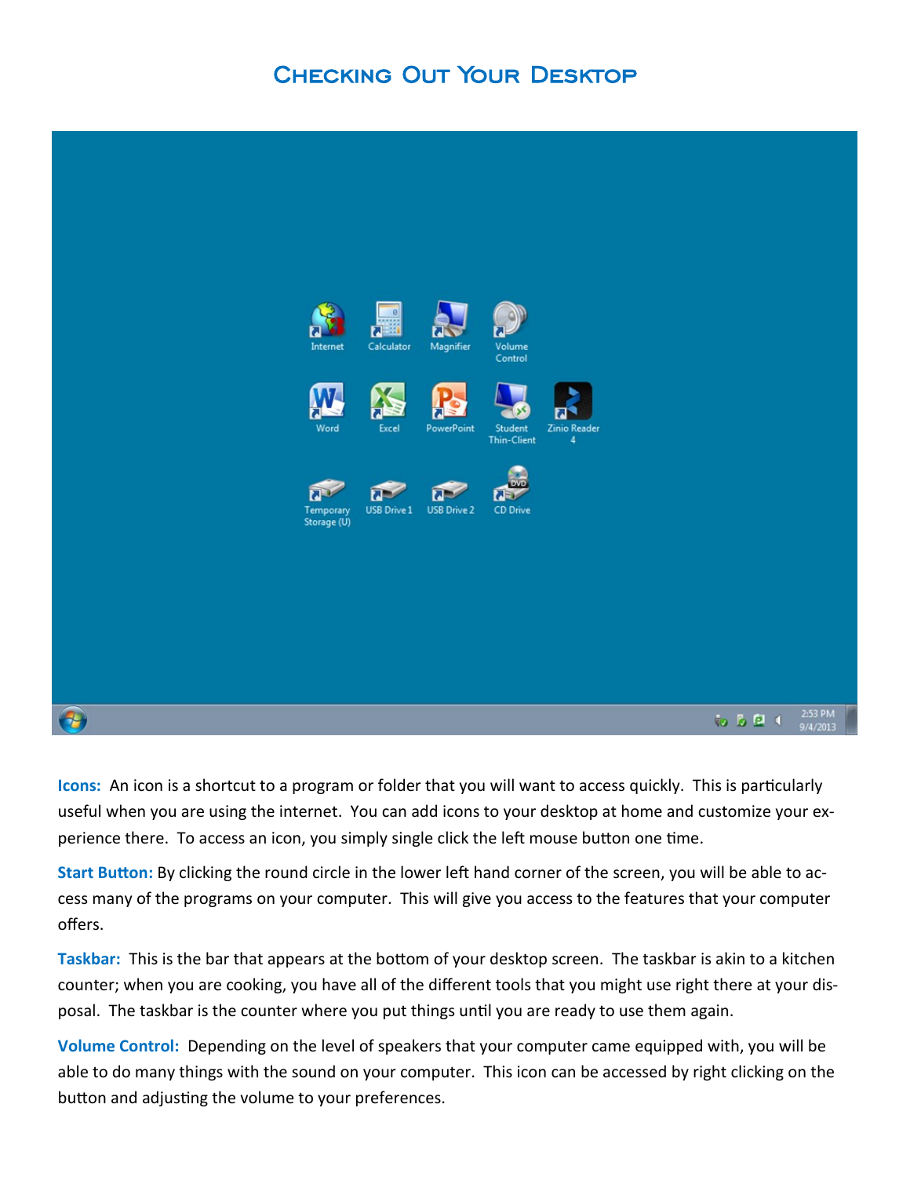# Checking Out Your Desktop

**Icons:** An icon is a shortcut to a program or folder that you will want to access quickly. This is particularly useful when you are using the internet. You can add icons to your desktop at home and customize your experience there. To access an icon, you simply single click the left mouse button one time.

**Start Button:** By clicking the round circle in the lower left hand corner of the screen, you will be able to access many of the programs on your computer. This will give you access to the features that your computer offers.

**Taskbar:** This is the bar that appears at the bottom of your desktop screen. The taskbar is akin to a kitchen counter; when you are cooking, you have all of the different tools that you might use right there at your disposal. The taskbar is the counter where you put things until you are ready to use them again.

**Volume Control:** Depending on the level of speakers that your computer came equipped with, you will be able to do many things with the sound on your computer. This icon can be accessed by right clicking on the button and adjusting the volume to your preferences.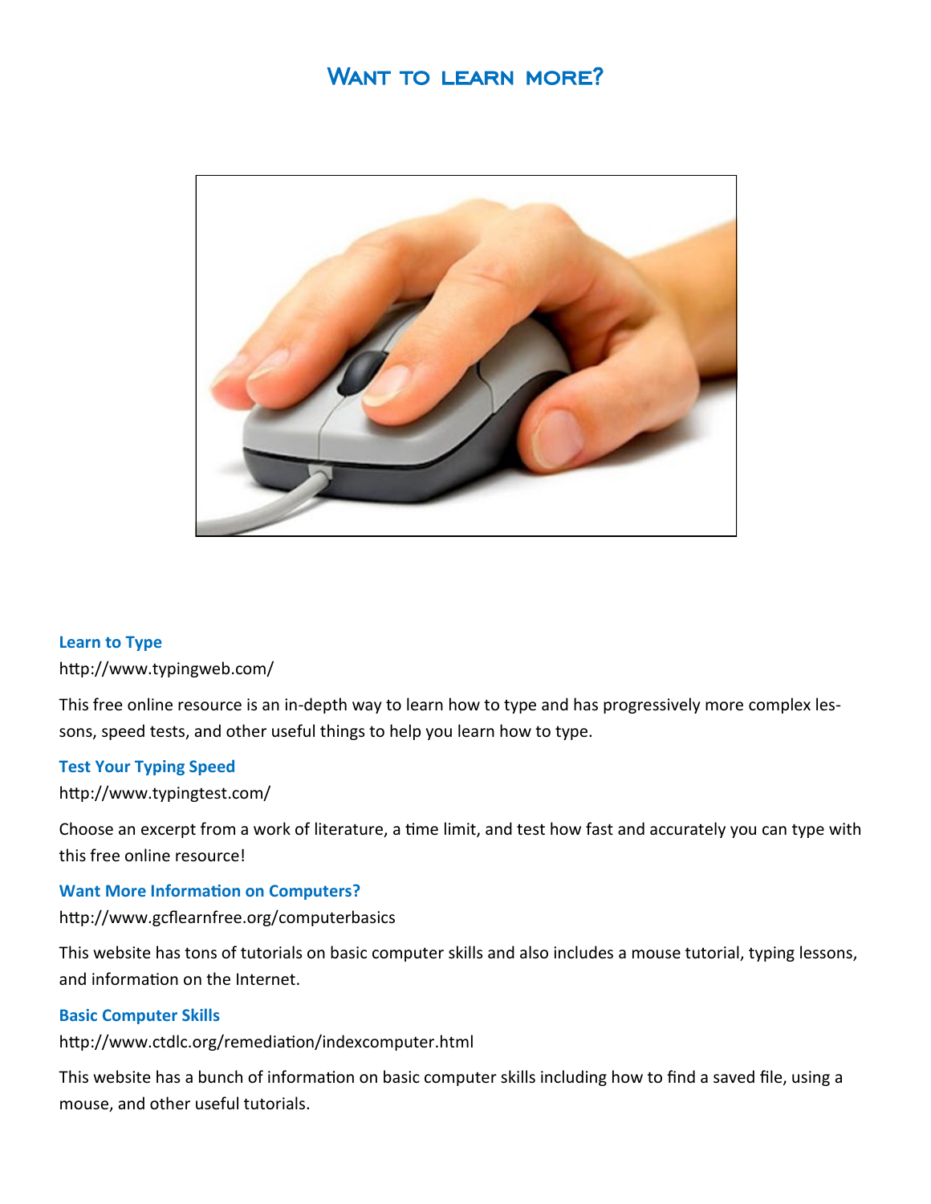# Want to learn more?

**Learn to Type**

http://www.typingweb.com/

This free online resource is an in-depth way to learn how to type and has progressively more complex lessons, speed tests, and other useful things to help you learn how to type.

**Test Your Typing Speed**

http://www.typingtest.com/

Choose an excerpt from a work of literature, a time limit, and test how fast and accurately you can type with this free online resource!

**Want More Information on Computers?**

http://www.gcflearnfree.org/computerbasics

This website has tons of tutorials on basic computer skills and also includes a mouse tutorial, typing lessons, and information on the Internet.

**Basic Computer Skills**

http://www.ctdlc.org/remediation/indexcomputer.html

This website has a bunch of information on basic computer skills including how to find a saved file, using a mouse, and other useful tutorials.